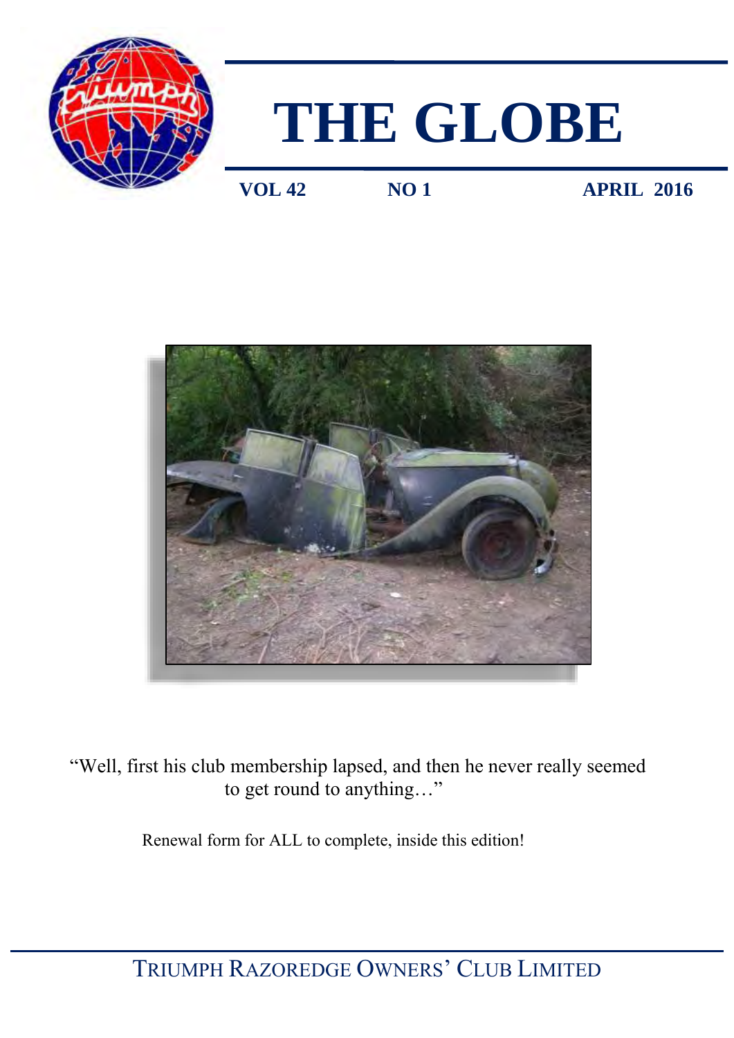# THE GLOBE

**VOL 42** **NO 1** **APRIL 2016**

"Well, first his club membership lapsed, and then he never really seemed to get round to anything…"

Renewal form for ALL to complete, inside this edition!

TRIUMPH RAZOREDGE OWNERS' CLUB LIMITED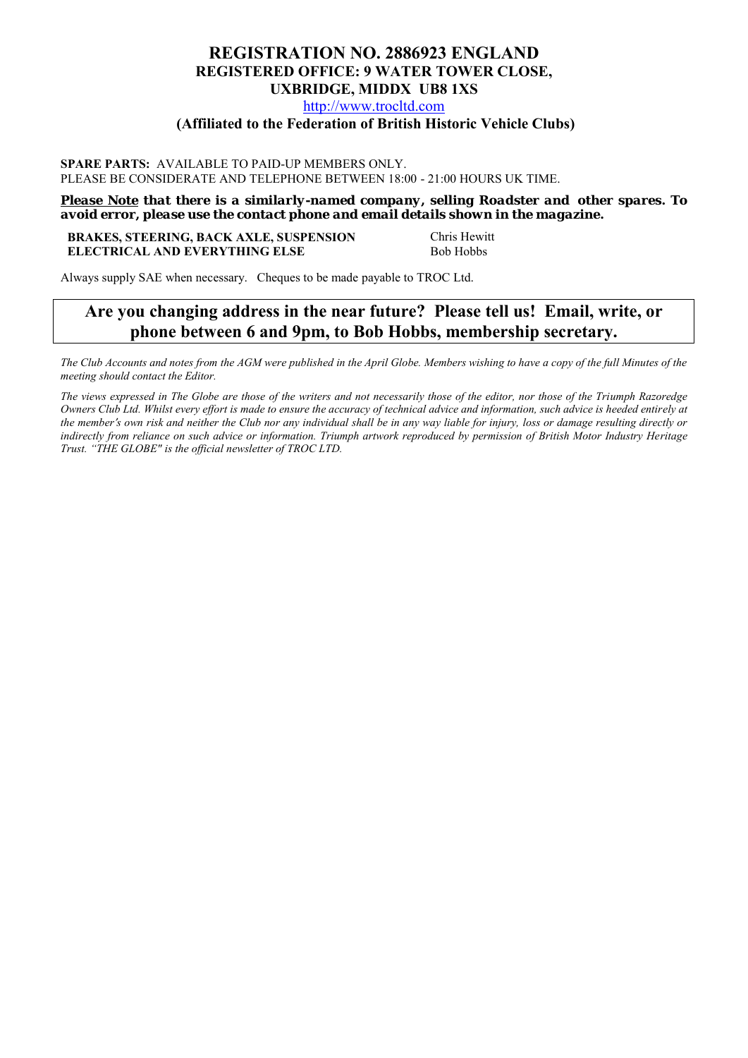## REGISTRATION NO. 2886923 ENGLAND

### REGISTERED OFFICE: 9 WATER TOWER CLOSE, UXBRIDGE, MIDDX UB8 1XS

http://www.trocltd.com

**(Affiliated to the Federation of British Historic Vehicle Clubs)**

**SPARE PARTS:** AVAILABLE TO PAID-UP MEMBERS ONLY.
PLEASE BE CONSIDERATE AND TELEPHONE BETWEEN 18:00 - 21:00 HOURS UK TIME.

***Please Note* that there is a similarly-named company, selling Roadster and other spares. To avoid error, please use the contact phone and email details shown in the magazine.**

| | |
|---|---|
| **BRAKES, STEERING, BACK AXLE, SUSPENSION** | Chris Hewitt |
| **ELECTRICAL AND EVERYTHING ELSE** | Bob Hobbs |

Always supply SAE when necessary. Cheques to be made payable to TROC Ltd.

**Are you changing address in the near future? Please tell us! Email, write, or phone between 6 and 9pm, to Bob Hobbs, membership secretary.**

*The Club Accounts and notes from the AGM were published in the April Globe. Members wishing to have a copy of the full Minutes of the meeting should contact the Editor.*

*The views expressed in The Globe are those of the writers and not necessarily those of the editor, nor those of the Triumph Razoredge Owners Club Ltd. Whilst every effort is made to ensure the accuracy of technical advice and information, such advice is heeded entirely at the member's own risk and neither the Club nor any individual shall be in any way liable for injury, loss or damage resulting directly or indirectly from reliance on such advice or information. Triumph artwork reproduced by permission of British Motor Industry Heritage Trust. "THE GLOBE" is the official newsletter of TROC LTD.*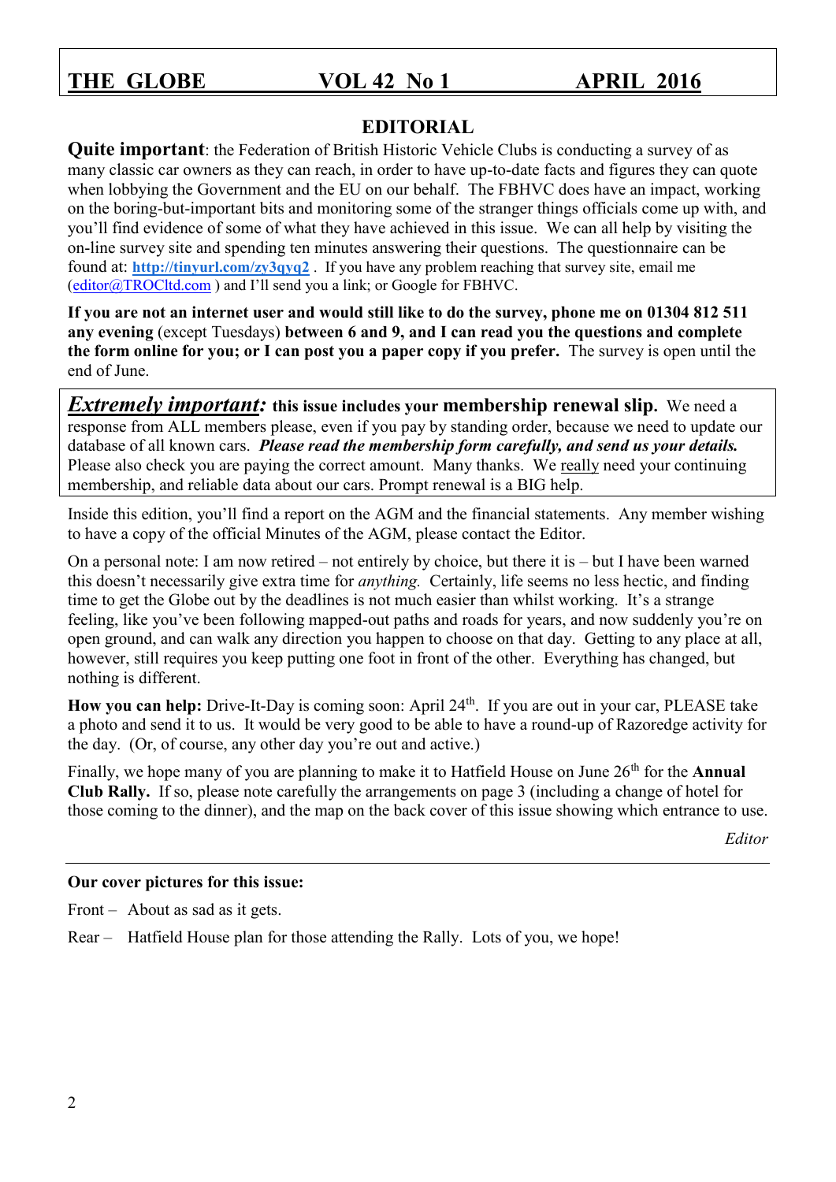# THE GLOBE VOL 42 No 1 APRIL 2016

## EDITORIAL

**Quite important**: the Federation of British Historic Vehicle Clubs is conducting a survey of as many classic car owners as they can reach, in order to have up-to-date facts and figures they can quote when lobbying the Government and the EU on our behalf. The FBHVC does have an impact, working on the boring-but-important bits and monitoring some of the stranger things officials come up with, and you'll find evidence of some of what they have achieved in this issue. We can all help by visiting the on-line survey site and spending ten minutes answering their questions. The questionnaire can be found at: **http://tinyurl.com/zy3qyq2** . If you have any problem reaching that survey site, email me (editor@TROCltd.com ) and I'll send you a link; or Google for FBHVC.

**If you are not an internet user and would still like to do the survey, phone me on 01304 812 511 any evening** (except Tuesdays) **between 6 and 9, and I can read you the questions and complete the form online for you; or I can post you a paper copy if you prefer.** The survey is open until the end of June.

***Extremely important:*** **this issue includes your membership renewal slip.** We need a response from ALL members please, even if you pay by standing order, because we need to update our database of all known cars. ***Please read the membership form carefully, and send us your details.*** Please also check you are paying the correct amount. Many thanks. We really need your continuing membership, and reliable data about our cars. Prompt renewal is a BIG help.

Inside this edition, you'll find a report on the AGM and the financial statements. Any member wishing to have a copy of the official Minutes of the AGM, please contact the Editor.

On a personal note: I am now retired – not entirely by choice, but there it is – but I have been warned this doesn't necessarily give extra time for *anything.* Certainly, life seems no less hectic, and finding time to get the Globe out by the deadlines is not much easier than whilst working. It's a strange feeling, like you've been following mapped-out paths and roads for years, and now suddenly you're on open ground, and can walk any direction you happen to choose on that day. Getting to any place at all, however, still requires you keep putting one foot in front of the other. Everything has changed, but nothing is different.

**How you can help:** Drive-It-Day is coming soon: April 24th. If you are out in your car, PLEASE take a photo and send it to us. It would be very good to be able to have a round-up of Razoredge activity for the day. (Or, of course, any other day you're out and active.)

Finally, we hope many of you are planning to make it to Hatfield House on June 26th for the **Annual Club Rally.** If so, please note carefully the arrangements on page 3 (including a change of hotel for those coming to the dinner), and the map on the back cover of this issue showing which entrance to use.

*Editor*

---

**Our cover pictures for this issue:**

Front – About as sad as it gets.

Rear – Hatfield House plan for those attending the Rally. Lots of you, we hope!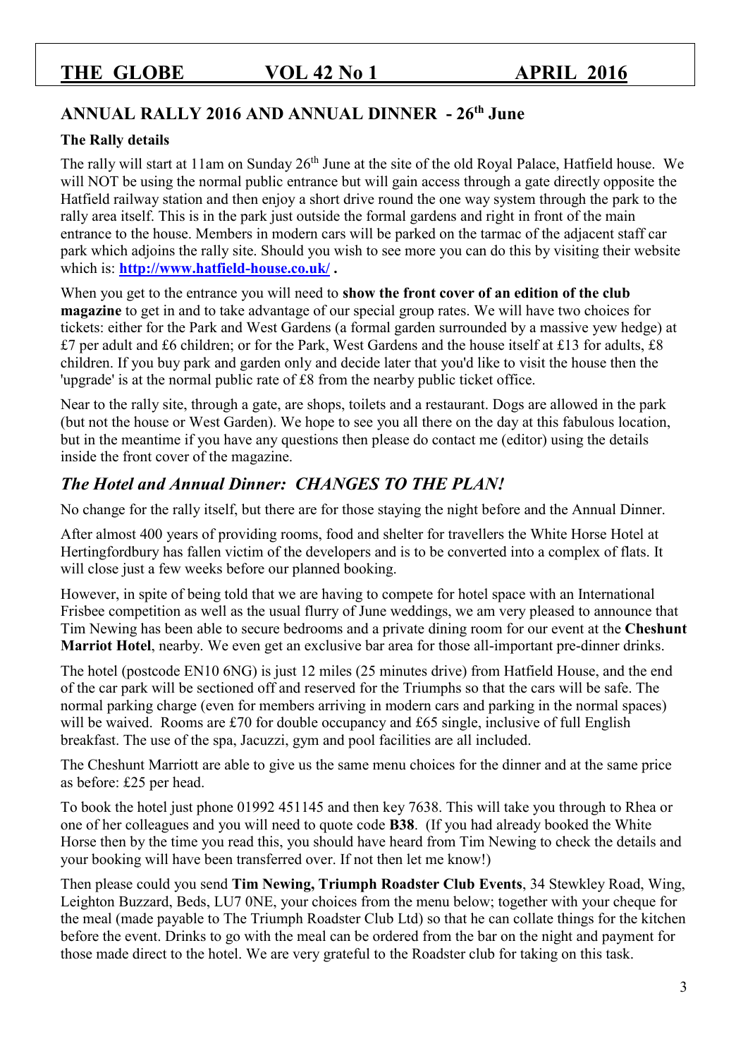# THE GLOBE VOL 42 No 1 APRIL 2016

## ANNUAL RALLY 2016 AND ANNUAL DINNER - 26th June

### The Rally details

The rally will start at 11am on Sunday 26th June at the site of the old Royal Palace, Hatfield house. We will NOT be using the normal public entrance but will gain access through a gate directly opposite the Hatfield railway station and then enjoy a short drive round the one way system through the park to the rally area itself. This is in the park just outside the formal gardens and right in front of the main entrance to the house. Members in modern cars will be parked on the tarmac of the adjacent staff car park which adjoins the rally site. Should you wish to see more you can do this by visiting their website which is: **http://www.hatfield-house.co.uk/** .

When you get to the entrance you will need to **show the front cover of an edition of the club magazine** to get in and to take advantage of our special group rates. We will have two choices for tickets: either for the Park and West Gardens (a formal garden surrounded by a massive yew hedge) at £7 per adult and £6 children; or for the Park, West Gardens and the house itself at £13 for adults, £8 children. If you buy park and garden only and decide later that you'd like to visit the house then the 'upgrade' is at the normal public rate of £8 from the nearby public ticket office.

Near to the rally site, through a gate, are shops, toilets and a restaurant. Dogs are allowed in the park (but not the house or West Garden). We hope to see you all there on the day at this fabulous location, but in the meantime if you have any questions then please do contact me (editor) using the details inside the front cover of the magazine.

## *The Hotel and Annual Dinner: CHANGES TO THE PLAN!*

No change for the rally itself, but there are for those staying the night before and the Annual Dinner.

After almost 400 years of providing rooms, food and shelter for travellers the White Horse Hotel at Hertingfordbury has fallen victim of the developers and is to be converted into a complex of flats. It will close just a few weeks before our planned booking.

However, in spite of being told that we are having to compete for hotel space with an International Frisbee competition as well as the usual flurry of June weddings, we am very pleased to announce that Tim Newing has been able to secure bedrooms and a private dining room for our event at the **Cheshunt Marriot Hotel**, nearby. We even get an exclusive bar area for those all-important pre-dinner drinks.

The hotel (postcode EN10 6NG) is just 12 miles (25 minutes drive) from Hatfield House, and the end of the car park will be sectioned off and reserved for the Triumphs so that the cars will be safe. The normal parking charge (even for members arriving in modern cars and parking in the normal spaces) will be waived. Rooms are £70 for double occupancy and £65 single, inclusive of full English breakfast. The use of the spa, Jacuzzi, gym and pool facilities are all included.

The Cheshunt Marriott are able to give us the same menu choices for the dinner and at the same price as before: £25 per head.

To book the hotel just phone 01992 451145 and then key 7638. This will take you through to Rhea or one of her colleagues and you will need to quote code **B38**. (If you had already booked the White Horse then by the time you read this, you should have heard from Tim Newing to check the details and your booking will have been transferred over. If not then let me know!)

Then please could you send **Tim Newing, Triumph Roadster Club Events**, 34 Stewkley Road, Wing, Leighton Buzzard, Beds, LU7 0NE, your choices from the menu below; together with your cheque for the meal (made payable to The Triumph Roadster Club Ltd) so that he can collate things for the kitchen before the event. Drinks to go with the meal can be ordered from the bar on the night and payment for those made direct to the hotel. We are very grateful to the Roadster club for taking on this task.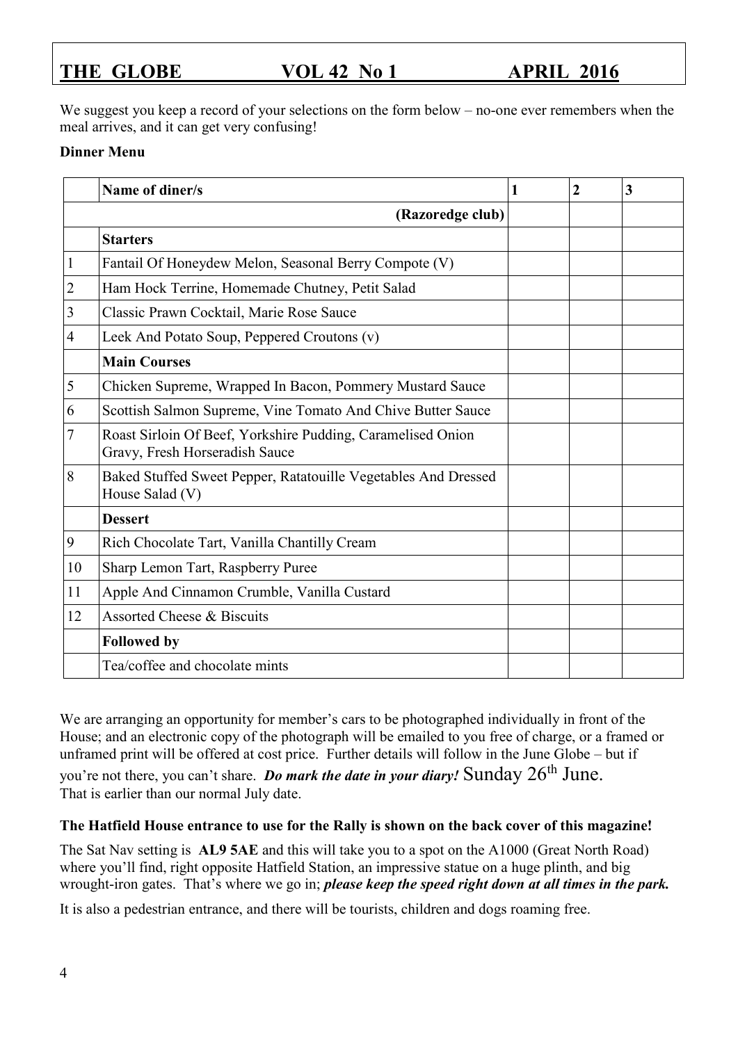We suggest you keep a record of your selections on the form below – no-one ever remembers when the meal arrives, and it can get very confusing!

**Dinner Menu**

| | Name of diner/s | 1 | 2 | 3 |
|---|---|---|---|---|
| | **(Razoredge club)** | | | |
| | **Starters** | | | |
| 1 | Fantail Of Honeydew Melon, Seasonal Berry Compote (V) | | | |
| 2 | Ham Hock Terrine, Homemade Chutney, Petit Salad | | | |
| 3 | Classic Prawn Cocktail, Marie Rose Sauce | | | |
| 4 | Leek And Potato Soup, Peppered Croutons (v) | | | |
| | **Main Courses** | | | |
| 5 | Chicken Supreme, Wrapped In Bacon, Pommery Mustard Sauce | | | |
| 6 | Scottish Salmon Supreme, Vine Tomato And Chive Butter Sauce | | | |
| 7 | Roast Sirloin Of Beef, Yorkshire Pudding, Caramelised Onion Gravy, Fresh Horseradish Sauce | | | |
| 8 | Baked Stuffed Sweet Pepper, Ratatouille Vegetables And Dressed House Salad (V) | | | |
| | **Dessert** | | | |
| 9 | Rich Chocolate Tart, Vanilla Chantilly Cream | | | |
| 10 | Sharp Lemon Tart, Raspberry Puree | | | |
| 11 | Apple And Cinnamon Crumble, Vanilla Custard | | | |
| 12 | Assorted Cheese & Biscuits | | | |
| | **Followed by** | | | |
| | Tea/coffee and chocolate mints | | | |

We are arranging an opportunity for member's cars to be photographed individually in front of the House; and an electronic copy of the photograph will be emailed to you free of charge, or a framed or unframed print will be offered at cost price. Further details will follow in the June Globe – but if you're not there, you can't share. ***Do mark the date in your diary!*** Sunday 26th June. That is earlier than our normal July date.

**The Hatfield House entrance to use for the Rally is shown on the back cover of this magazine!**

The Sat Nav setting is **AL9 5AE** and this will take you to a spot on the A1000 (Great North Road) where you'll find, right opposite Hatfield Station, an impressive statue on a huge plinth, and big wrought-iron gates. That's where we go in; ***please keep the speed right down at all times in the park.***

It is also a pedestrian entrance, and there will be tourists, children and dogs roaming free.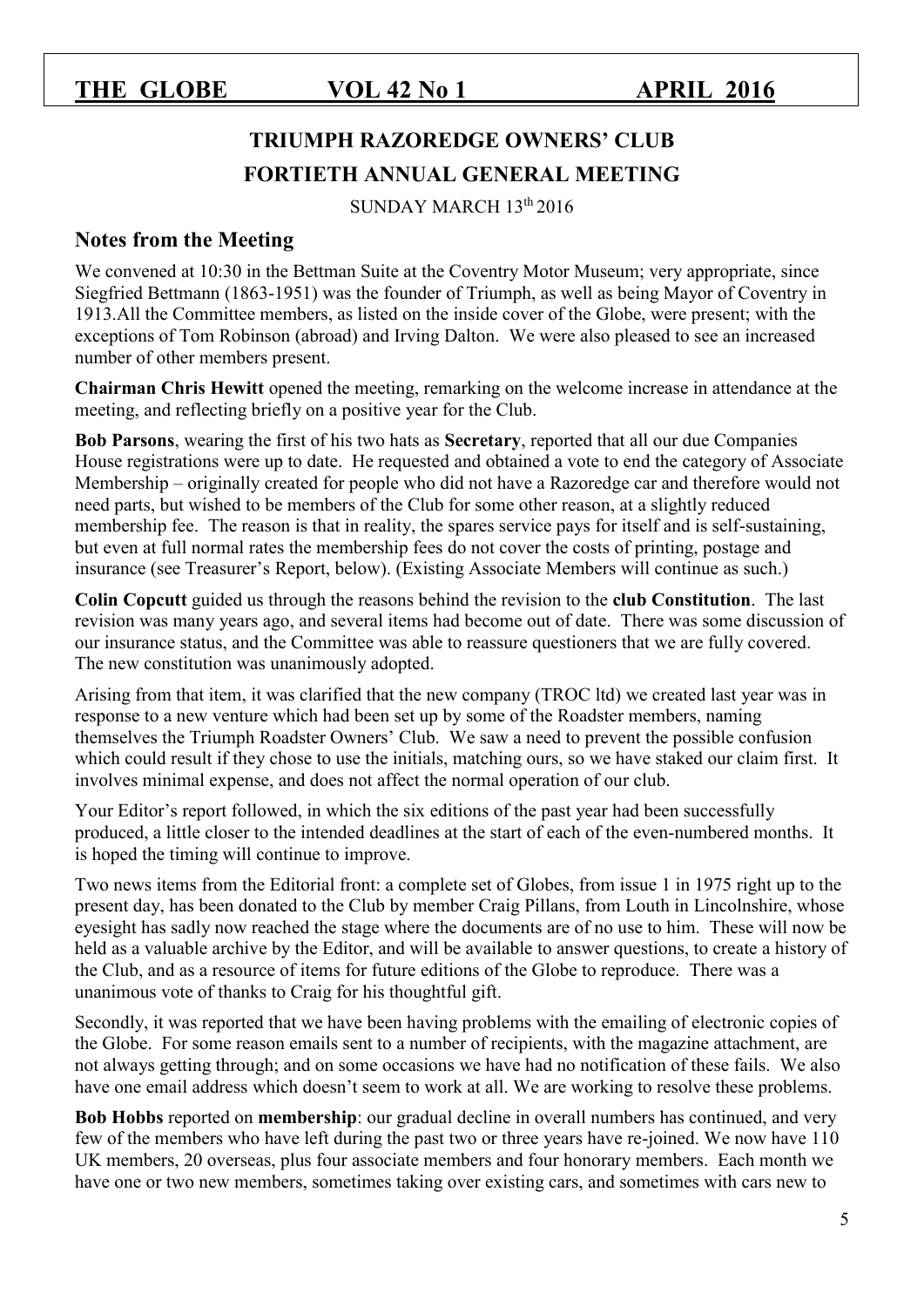# TRIUMPH RAZOREDGE OWNERS' CLUB

## FORTIETH ANNUAL GENERAL MEETING

SUNDAY MARCH 13th 2016

### Notes from the Meeting

We convened at 10:30 in the Bettman Suite at the Coventry Motor Museum; very appropriate, since Siegfried Bettmann (1863-1951) was the founder of Triumph, as well as being Mayor of Coventry in 1913.All the Committee members, as listed on the inside cover of the Globe, were present; with the exceptions of Tom Robinson (abroad) and Irving Dalton. We were also pleased to see an increased number of other members present.

**Chairman Chris Hewitt** opened the meeting, remarking on the welcome increase in attendance at the meeting, and reflecting briefly on a positive year for the Club.

**Bob Parsons**, wearing the first of his two hats as **Secretary**, reported that all our due Companies House registrations were up to date. He requested and obtained a vote to end the category of Associate Membership – originally created for people who did not have a Razoredge car and therefore would not need parts, but wished to be members of the Club for some other reason, at a slightly reduced membership fee. The reason is that in reality, the spares service pays for itself and is self-sustaining, but even at full normal rates the membership fees do not cover the costs of printing, postage and insurance (see Treasurer's Report, below). (Existing Associate Members will continue as such.)

**Colin Copcutt** guided us through the reasons behind the revision to the **club Constitution**. The last revision was many years ago, and several items had become out of date. There was some discussion of our insurance status, and the Committee was able to reassure questioners that we are fully covered. The new constitution was unanimously adopted.

Arising from that item, it was clarified that the new company (TROC ltd) we created last year was in response to a new venture which had been set up by some of the Roadster members, naming themselves the Triumph Roadster Owners' Club. We saw a need to prevent the possible confusion which could result if they chose to use the initials, matching ours, so we have staked our claim first. It involves minimal expense, and does not affect the normal operation of our club.

Your Editor's report followed, in which the six editions of the past year had been successfully produced, a little closer to the intended deadlines at the start of each of the even-numbered months. It is hoped the timing will continue to improve.

Two news items from the Editorial front: a complete set of Globes, from issue 1 in 1975 right up to the present day, has been donated to the Club by member Craig Pillans, from Louth in Lincolnshire, whose eyesight has sadly now reached the stage where the documents are of no use to him. These will now be held as a valuable archive by the Editor, and will be available to answer questions, to create a history of the Club, and as a resource of items for future editions of the Globe to reproduce. There was a unanimous vote of thanks to Craig for his thoughtful gift.

Secondly, it was reported that we have been having problems with the emailing of electronic copies of the Globe. For some reason emails sent to a number of recipients, with the magazine attachment, are not always getting through; and on some occasions we have had no notification of these fails. We also have one email address which doesn't seem to work at all. We are working to resolve these problems.

**Bob Hobbs** reported on **membership**: our gradual decline in overall numbers has continued, and very few of the members who have left during the past two or three years have re-joined. We now have 110 UK members, 20 overseas, plus four associate members and four honorary members. Each month we have one or two new members, sometimes taking over existing cars, and sometimes with cars new to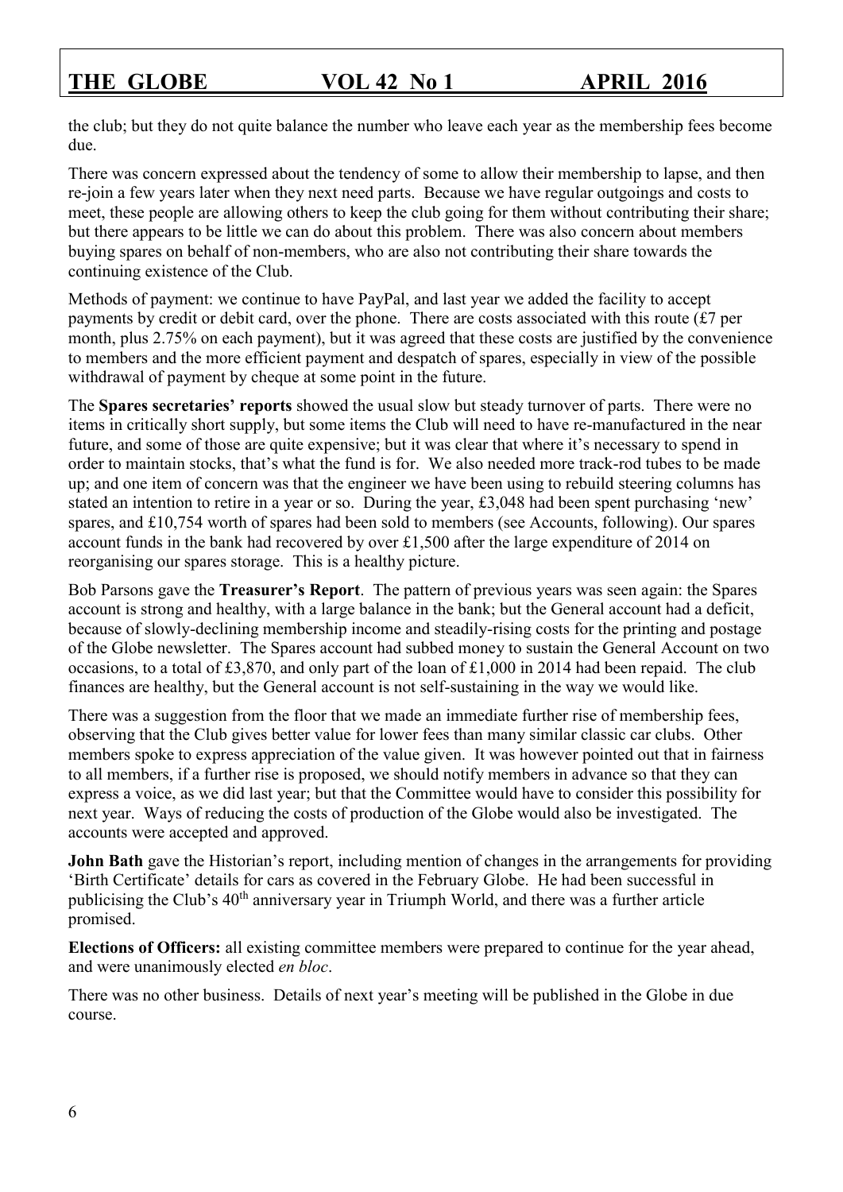the club; but they do not quite balance the number who leave each year as the membership fees become due.

There was concern expressed about the tendency of some to allow their membership to lapse, and then re-join a few years later when they next need parts. Because we have regular outgoings and costs to meet, these people are allowing others to keep the club going for them without contributing their share; but there appears to be little we can do about this problem. There was also concern about members buying spares on behalf of non-members, who are also not contributing their share towards the continuing existence of the Club.

Methods of payment: we continue to have PayPal, and last year we added the facility to accept payments by credit or debit card, over the phone. There are costs associated with this route (£7 per month, plus 2.75% on each payment), but it was agreed that these costs are justified by the convenience to members and the more efficient payment and despatch of spares, especially in view of the possible withdrawal of payment by cheque at some point in the future.

The **Spares secretaries' reports** showed the usual slow but steady turnover of parts. There were no items in critically short supply, but some items the Club will need to have re-manufactured in the near future, and some of those are quite expensive; but it was clear that where it's necessary to spend in order to maintain stocks, that's what the fund is for. We also needed more track-rod tubes to be made up; and one item of concern was that the engineer we have been using to rebuild steering columns has stated an intention to retire in a year or so. During the year, £3,048 had been spent purchasing 'new' spares, and £10,754 worth of spares had been sold to members (see Accounts, following). Our spares account funds in the bank had recovered by over £1,500 after the large expenditure of 2014 on reorganising our spares storage. This is a healthy picture.

Bob Parsons gave the **Treasurer's Report**. The pattern of previous years was seen again: the Spares account is strong and healthy, with a large balance in the bank; but the General account had a deficit, because of slowly-declining membership income and steadily-rising costs for the printing and postage of the Globe newsletter. The Spares account had subbed money to sustain the General Account on two occasions, to a total of £3,870, and only part of the loan of £1,000 in 2014 had been repaid. The club finances are healthy, but the General account is not self-sustaining in the way we would like.

There was a suggestion from the floor that we made an immediate further rise of membership fees, observing that the Club gives better value for lower fees than many similar classic car clubs. Other members spoke to express appreciation of the value given. It was however pointed out that in fairness to all members, if a further rise is proposed, we should notify members in advance so that they can express a voice, as we did last year; but that the Committee would have to consider this possibility for next year. Ways of reducing the costs of production of the Globe would also be investigated. The accounts were accepted and approved.

**John Bath** gave the Historian's report, including mention of changes in the arrangements for providing 'Birth Certificate' details for cars as covered in the February Globe. He had been successful in publicising the Club's 40th anniversary year in Triumph World, and there was a further article promised.

**Elections of Officers:** all existing committee members were prepared to continue for the year ahead, and were unanimously elected *en bloc*.

There was no other business. Details of next year's meeting will be published in the Globe in due course.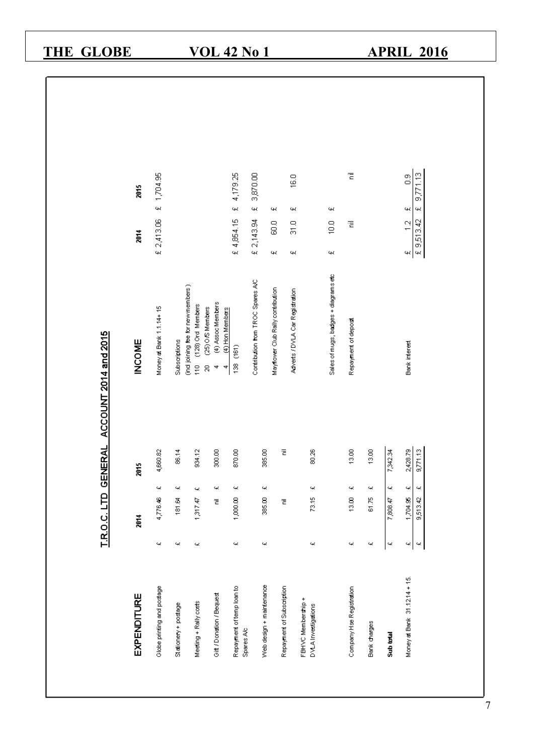## T.R.O.C. LTD GENERAL ACCOUNT 2014 and 2015

| EXPENDITURE | 2014 | 2015 |
|---|---|---|
| Globe printing and postage | £ 4,776.46 | £ 4,660.82 |
| Stationery + postage | £ 181.64 | £ 86.14 |
| Meeting + Rally costs | £ 1,317.47 | £ 934.12 |
| Gift / Donation / Bequest | nil | £ 300.00 |
| Repayment of temp loan to Spares A/c | £ 1,000.00 | £ 870.00 |
| Web design + maintenance | £ 385.00 | £ 385.00 |
| Repayment of Subscription | nil | nil |
| FBHVC Membership + DVLA Investigations | £ 73.15 | £ 80.26 |
| Company Hse Registration | £ 13.00 | £ 13.00 |
| Bank charges | £ 61.75 | £ 13.00 |
| **Sub total** | £ 7,808.47 | £ 7,342.34 |
| Money at Bank 31.12.14 + 15. | £ 1,704.95 | £ 2,428.79 |
| | £ 9,513.42 | £ 9,771.13 |

| INCOME | 2014 | 2015 |
|---|---|---|
| Money at Bank 1.1.14+ 15 | £ 2,413.06 | £ 1,704.95 |
| Subscriptions (incl joining fee for new members) | | |
| 110 (128) Ord Members | | |
| 20 (25) O/S Members | | |
| 4 (4) Assoc Members | | |
| 4 (4) Hon Members | | |
| 138 (161) | £ 4,854.15 | £ 4,179.25 |
| Contribution from TROC Spares A/C | £ 2,143.94 | £ 3,870.00 |
| Mayflower Club Rally contribution | £ 60.0 | £ |
| Adverts / DVLA Car Registration | £ 31.0 | £ 16.0 |
| Sales of mugs, badges + diagrams etc | £ 10.0 | £ |
| Repayment of deposit | nil | nil |
| Bank interest | £ 1.2 | £ 0.9 |
| | £ 9,513.42 | £ 9,771.13 |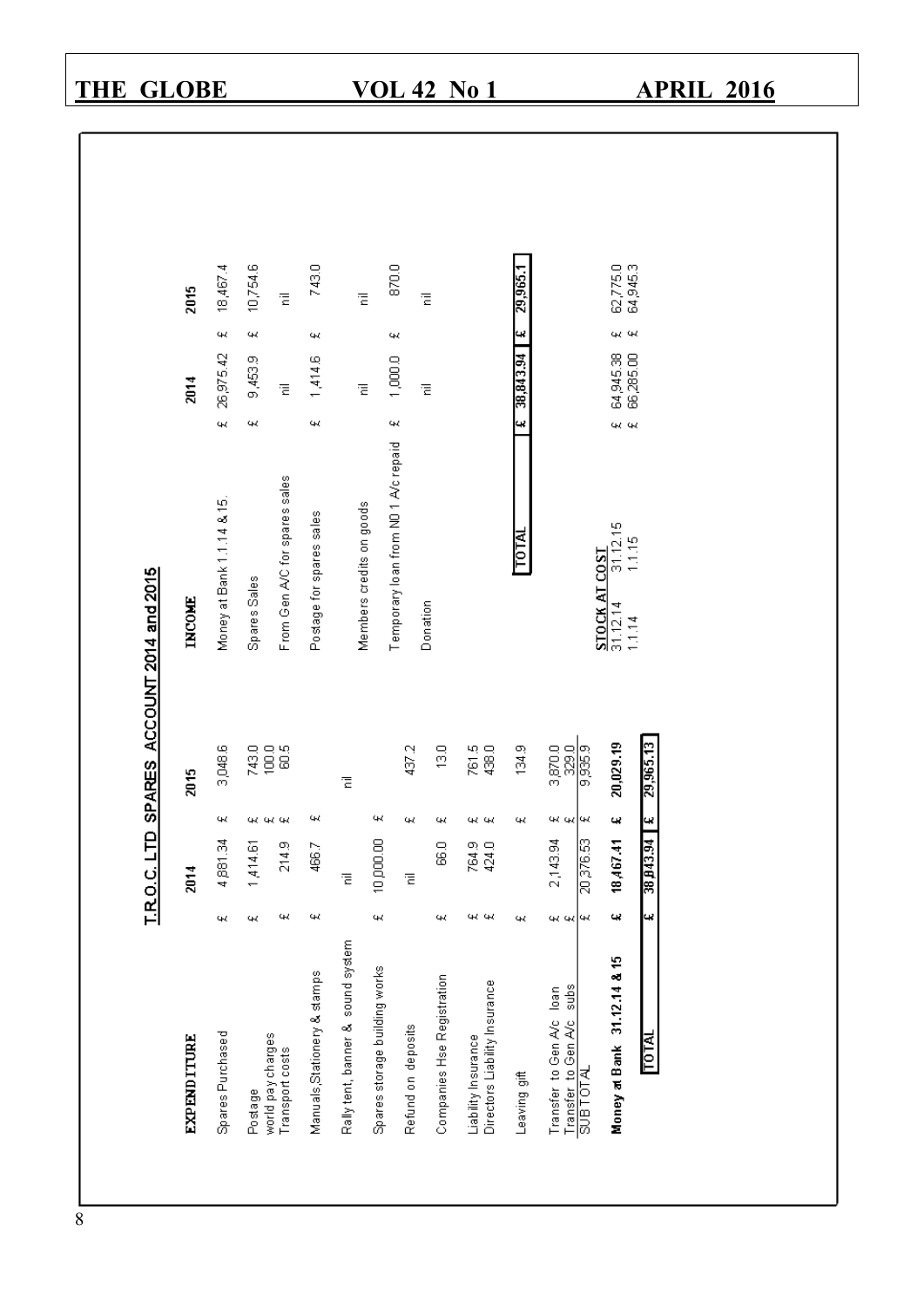## T.R.O.C. LTD SPARES ACCOUNT 2014 and 2015

| EXPENDITURE | 2014 | 2015 |
|---|---|---|
| Spares Purchased | £ 4,881.34 | £ 3,048.6 |
| Postage | £ 1,414.61 | £ 743.0 |
| world pay charges | | £ 100.0 |
| Transport costs | £ 214.9 | £ 60.5 |
| Manuals,Stationery & stamps | £ 466.7 | £ |
| Rally tent, banner & sound system | nil | nil |
| Spares storage building works | £ 10,000.00 | £ |
| Refund on deposits | nil | £ 437.2 |
| Companies Hse Registration | £ 66.0 | £ 13.0 |
| Liability Insurance | £ 764.9 | £ 761.5 |
| Directors Liability Insurance | £ 424.0 | £ 438.0 |
| Leaving gift | £ | £ 134.9 |
| Transfer to Gen A/c loan | £ 2,143.94 | £ 3,870.0 |
| Transfer to Gen A/c subs | £ | £ 329.0 |
| SUBTOTAL | £ 20,376.53 | £ 9,935.9 |
| **Money at Bank 31.12.14 & 15** | **£ 18,467.41** | **£ 20,029.19** |
| **TOTAL** | **£ 38,843.94** | **£ 29,965.13** |

| INCOME | 2014 | 2015 |
|---|---|---|
| Money at Bank 1.1.14 & 15. | £ 26,975.42 | £ 18,467.4 |
| Spares Sales | £ 9,453.9 | £ 10,754.6 |
| From Gen A/C for spares sales | nil | nil |
| Postage for spares sales | £ 1,414.6 | £ 743.0 |
| Members credits on goods | nil | nil |
| Temporary loan from N0 1 A/c repaid | £ 1,000.0 | £ 870.0 |
| Donation | nil | nil |
| **TOTAL** | **£ 38,843.94** | **£ 29,965.1** |

| STOCK AT COST | | |
|---|---|---|
| 31.12.14 / 31.12.15 | £ 64,945.38 | £ 62,775.0 |
| 1.1.14 / 1.1.15 | £ 66,285.00 | £ 64,945.3 |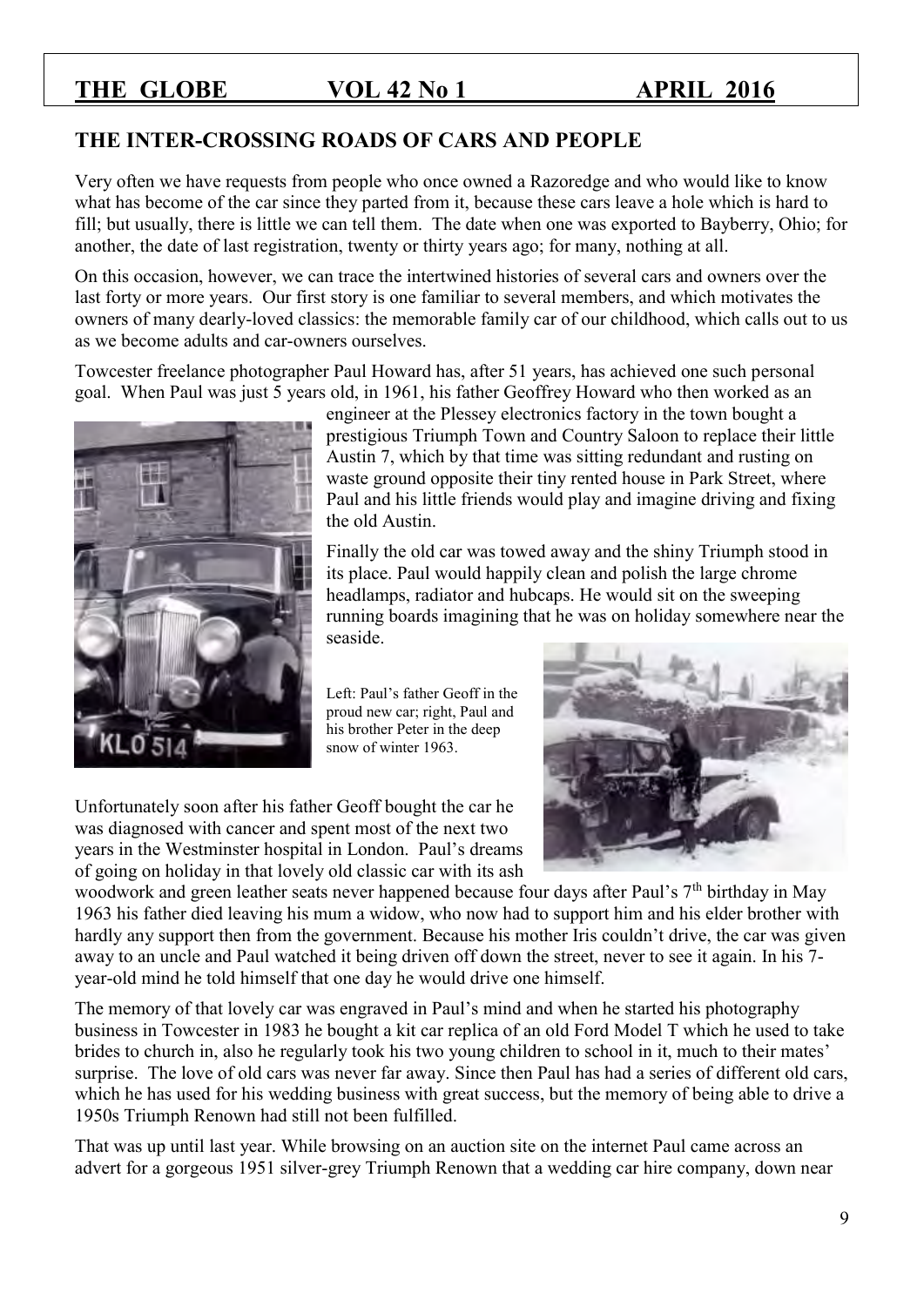## THE INTER-CROSSING ROADS OF CARS AND PEOPLE

Very often we have requests from people who once owned a Razoredge and who would like to know what has become of the car since they parted from it, because these cars leave a hole which is hard to fill; but usually, there is little we can tell them. The date when one was exported to Bayberry, Ohio; for another, the date of last registration, twenty or thirty years ago; for many, nothing at all.

On this occasion, however, we can trace the intertwined histories of several cars and owners over the last forty or more years. Our first story is one familiar to several members, and which motivates the owners of many dearly-loved classics: the memorable family car of our childhood, which calls out to us as we become adults and car-owners ourselves.

Towcester freelance photographer Paul Howard has, after 51 years, has achieved one such personal goal. When Paul was just 5 years old, in 1961, his father Geoffrey Howard who then worked as an engineer at the Plessey electronics factory in the town bought a prestigious Triumph Town and Country Saloon to replace their little Austin 7, which by that time was sitting redundant and rusting on waste ground opposite their tiny rented house in Park Street, where Paul and his little friends would play and imagine driving and fixing the old Austin.

Finally the old car was towed away and the shiny Triumph stood in its place. Paul would happily clean and polish the large chrome headlamps, radiator and hubcaps. He would sit on the sweeping running boards imagining that he was on holiday somewhere near the seaside.

Left: Paul's father Geoff in the proud new car; right, Paul and his brother Peter in the deep snow of winter 1963.

Unfortunately soon after his father Geoff bought the car he was diagnosed with cancer and spent most of the next two years in the Westminster hospital in London. Paul's dreams of going on holiday in that lovely old classic car with its ash woodwork and green leather seats never happened because four days after Paul's 7th birthday in May 1963 his father died leaving his mum a widow, who now had to support him and his elder brother with hardly any support then from the government. Because his mother Iris couldn't drive, the car was given away to an uncle and Paul watched it being driven off down the street, never to see it again. In his 7-year-old mind he told himself that one day he would drive one himself.

The memory of that lovely car was engraved in Paul's mind and when he started his photography business in Towcester in 1983 he bought a kit car replica of an old Ford Model T which he used to take brides to church in, also he regularly took his two young children to school in it, much to their mates' surprise. The love of old cars was never far away. Since then Paul has had a series of different old cars, which he has used for his wedding business with great success, but the memory of being able to drive a 1950s Triumph Renown had still not been fulfilled.

That was up until last year. While browsing on an auction site on the internet Paul came across an advert for a gorgeous 1951 silver-grey Triumph Renown that a wedding car hire company, down near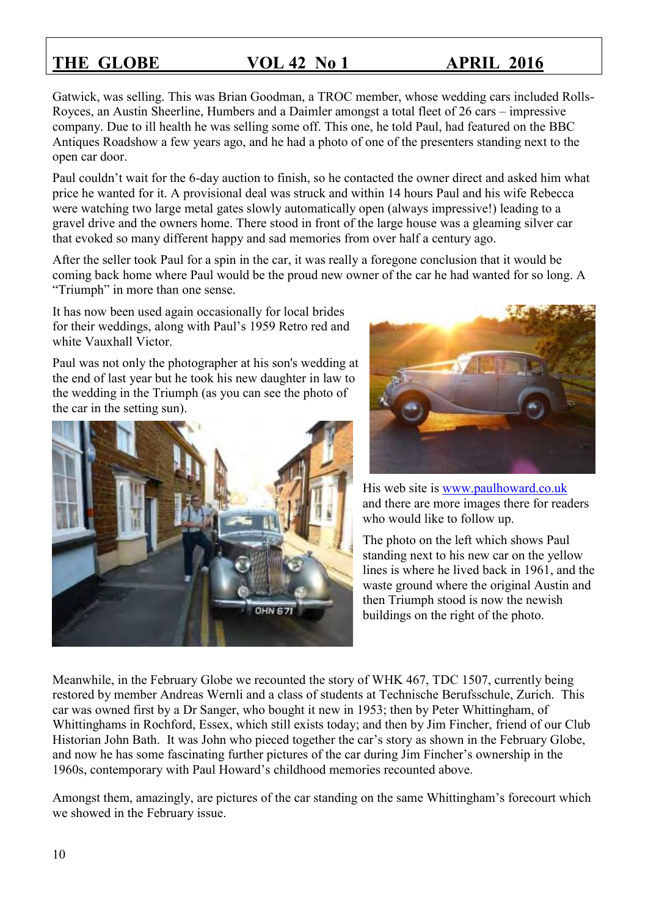Gatwick, was selling. This was Brian Goodman, a TROC member, whose wedding cars included Rolls-Royces, an Austin Sheerline, Humbers and a Daimler amongst a total fleet of 26 cars – impressive company. Due to ill health he was selling some off. This one, he told Paul, had featured on the BBC Antiques Roadshow a few years ago, and he had a photo of one of the presenters standing next to the open car door.

Paul couldn't wait for the 6-day auction to finish, so he contacted the owner direct and asked him what price he wanted for it. A provisional deal was struck and within 14 hours Paul and his wife Rebecca were watching two large metal gates slowly automatically open (always impressive!) leading to a gravel drive and the owners home. There stood in front of the large house was a gleaming silver car that evoked so many different happy and sad memories from over half a century ago.

After the seller took Paul for a spin in the car, it was really a foregone conclusion that it would be coming back home where Paul would be the proud new owner of the car he had wanted for so long. A "Triumph" in more than one sense.

It has now been used again occasionally for local brides for their weddings, along with Paul's 1959 Retro red and white Vauxhall Victor.

Paul was not only the photographer at his son's wedding at the end of last year but he took his new daughter in law to the wedding in the Triumph (as you can see the photo of the car in the setting sun).

His web site is [www.paulhoward.co.uk](http://www.paulhoward.co.uk) and there are more images there for readers who would like to follow up.

The photo on the left which shows Paul standing next to his new car on the yellow lines is where he lived back in 1961, and the waste ground where the original Austin and then Triumph stood is now the newish buildings on the right of the photo.

Meanwhile, in the February Globe we recounted the story of WHK 467, TDC 1507, currently being restored by member Andreas Wernli and a class of students at Technische Berufsschule, Zurich. This car was owned first by a Dr Sanger, who bought it new in 1953; then by Peter Whittingham, of Whittinghams in Rochford, Essex, which still exists today; and then by Jim Fincher, friend of our Club Historian John Bath. It was John who pieced together the car's story as shown in the February Globe, and now he has some fascinating further pictures of the car during Jim Fincher's ownership in the 1960s, contemporary with Paul Howard's childhood memories recounted above.

Amongst them, amazingly, are pictures of the car standing on the same Whittingham's forecourt which we showed in the February issue.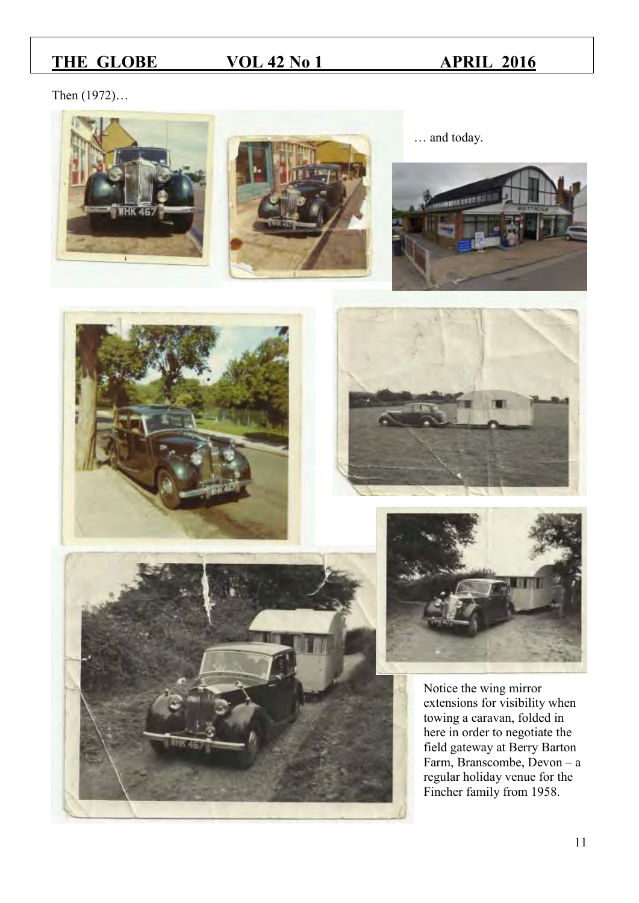Then (1972)…

… and today.

Notice the wing mirror extensions for visibility when towing a caravan, folded in here in order to negotiate the field gateway at Berry Barton Farm, Branscombe, Devon – a regular holiday venue for the Fincher family from 1958.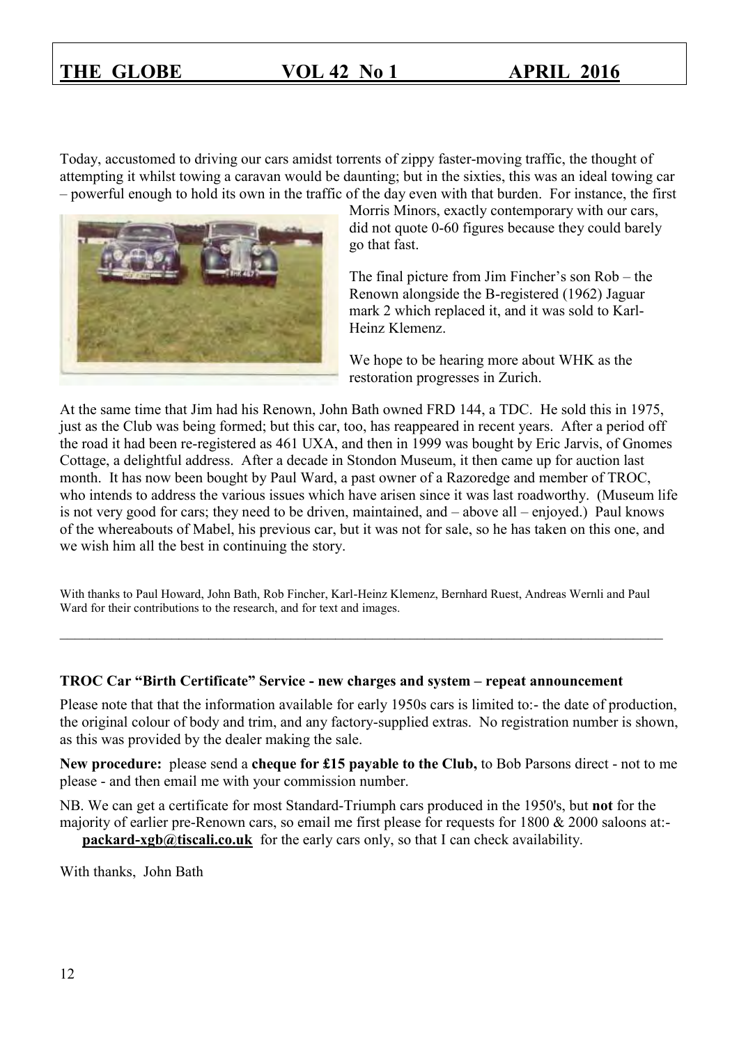Today, accustomed to driving our cars amidst torrents of zippy faster-moving traffic, the thought of attempting it whilst towing a caravan would be daunting; but in the sixties, this was an ideal towing car – powerful enough to hold its own in the traffic of the day even with that burden. For instance, the first Morris Minors, exactly contemporary with our cars, did not quote 0-60 figures because they could barely go that fast.

The final picture from Jim Fincher's son Rob – the Renown alongside the B-registered (1962) Jaguar mark 2 which replaced it, and it was sold to Karl-Heinz Klemenz.

We hope to be hearing more about WHK as the restoration progresses in Zurich.

At the same time that Jim had his Renown, John Bath owned FRD 144, a TDC. He sold this in 1975, just as the Club was being formed; but this car, too, has reappeared in recent years. After a period off the road it had been re-registered as 461 UXA, and then in 1999 was bought by Eric Jarvis, of Gnomes Cottage, a delightful address. After a decade in Stondon Museum, it then came up for auction last month. It has now been bought by Paul Ward, a past owner of a Razoredge and member of TROC, who intends to address the various issues which have arisen since it was last roadworthy. (Museum life is not very good for cars; they need to be driven, maintained, and – above all – enjoyed.) Paul knows of the whereabouts of Mabel, his previous car, but it was not for sale, so he has taken on this one, and we wish him all the best in continuing the story.

With thanks to Paul Howard, John Bath, Rob Fincher, Karl-Heinz Klemenz, Bernhard Ruest, Andreas Wernli and Paul Ward for their contributions to the research, and for text and images.

---

**TROC Car "Birth Certificate" Service - new charges and system – repeat announcement**

Please note that that the information available for early 1950s cars is limited to:- the date of production, the original colour of body and trim, and any factory-supplied extras. No registration number is shown, as this was provided by the dealer making the sale.

**New procedure:** please send a **cheque for £15 payable to the Club,** to Bob Parsons direct - not to me please - and then email me with your commission number.

NB. We can get a certificate for most Standard-Triumph cars produced in the 1950's, but **not** for the majority of earlier pre-Renown cars, so email me first please for requests for 1800 & 2000 saloons at:- **packard-xgb@tiscali.co.uk** for the early cars only, so that I can check availability.

With thanks, John Bath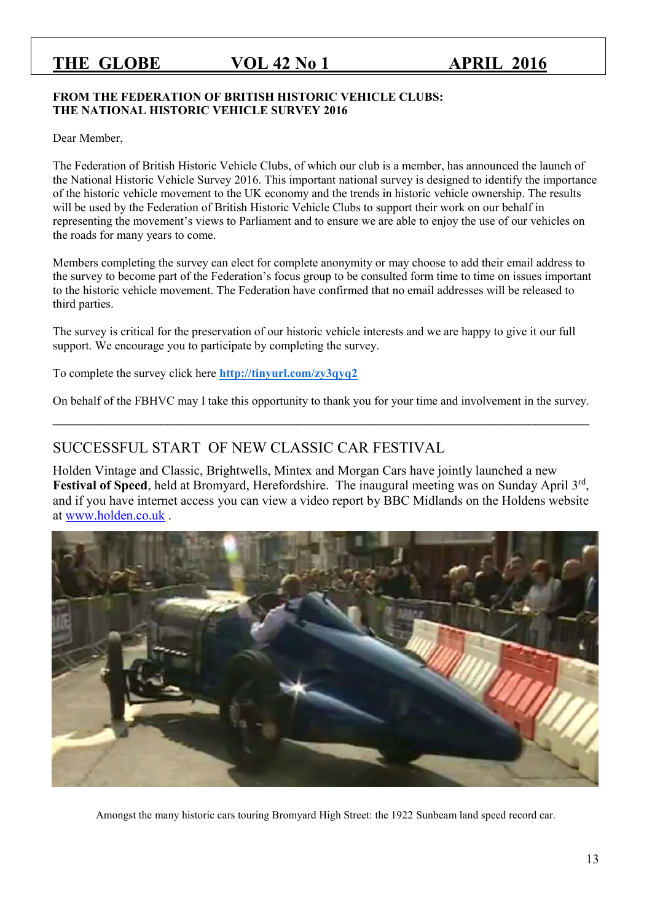**FROM THE FEDERATION OF BRITISH HISTORIC VEHICLE CLUBS:**
**THE NATIONAL HISTORIC VEHICLE SURVEY 2016**

Dear Member,

The Federation of British Historic Vehicle Clubs, of which our club is a member, has announced the launch of the National Historic Vehicle Survey 2016. This important national survey is designed to identify the importance of the historic vehicle movement to the UK economy and the trends in historic vehicle ownership. The results will be used by the Federation of British Historic Vehicle Clubs to support their work on our behalf in representing the movement's views to Parliament and to ensure we are able to enjoy the use of our vehicles on the roads for many years to come.

Members completing the survey can elect for complete anonymity or may choose to add their email address to the survey to become part of the Federation's focus group to be consulted form time to time on issues important to the historic vehicle movement. The Federation have confirmed that no email addresses will be released to third parties.

The survey is critical for the preservation of our historic vehicle interests and we are happy to give it our full support. We encourage you to participate by completing the survey.

To complete the survey click here **http://tinyurl.com/zy3qyq2**

On behalf of the FBHVC may I take this opportunity to thank you for your time and involvement in the survey.

---

## SUCCESSFUL START OF NEW CLASSIC CAR FESTIVAL

Holden Vintage and Classic, Brightwells, Mintex and Morgan Cars have jointly launched a new **Festival of Speed**, held at Bromyard, Herefordshire. The inaugural meeting was on Sunday April 3rd, and if you have internet access you can view a video report by BBC Midlands on the Holdens website at www.holden.co.uk .

Amongst the many historic cars touring Bromyard High Street: the 1922 Sunbeam land speed record car.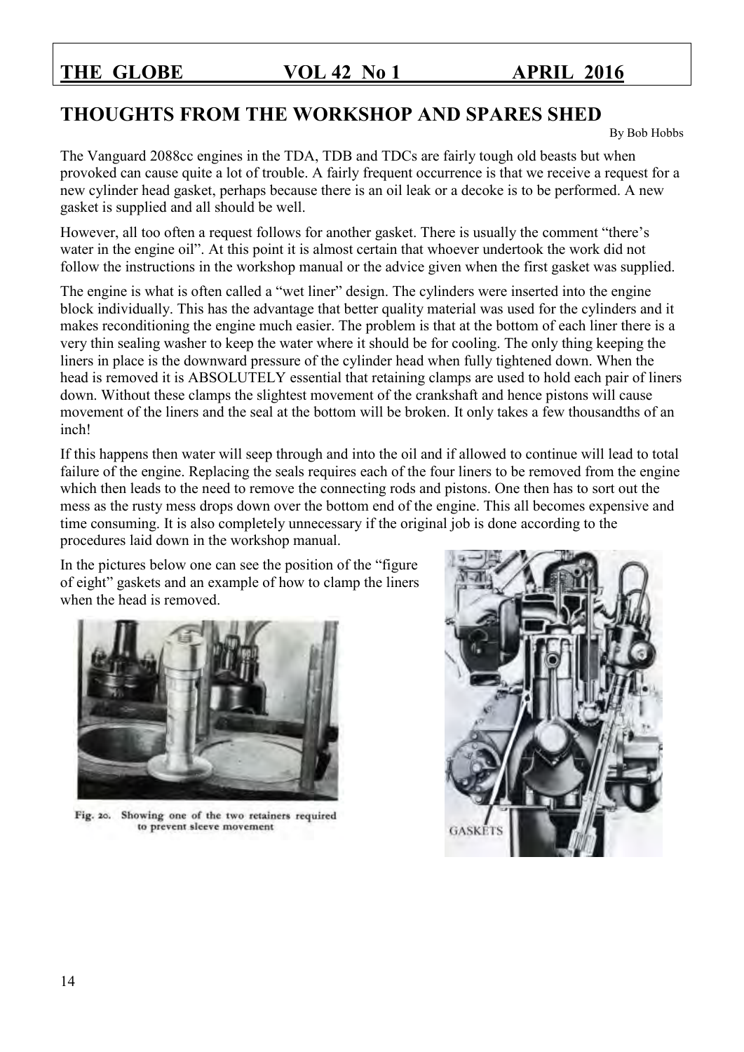## THOUGHTS FROM THE WORKSHOP AND SPARES SHED

By Bob Hobbs

The Vanguard 2088cc engines in the TDA, TDB and TDCs are fairly tough old beasts but when provoked can cause quite a lot of trouble. A fairly frequent occurrence is that we receive a request for a new cylinder head gasket, perhaps because there is an oil leak or a decoke is to be performed. A new gasket is supplied and all should be well.

However, all too often a request follows for another gasket. There is usually the comment "there's water in the engine oil". At this point it is almost certain that whoever undertook the work did not follow the instructions in the workshop manual or the advice given when the first gasket was supplied.

The engine is what is often called a "wet liner" design. The cylinders were inserted into the engine block individually. This has the advantage that better quality material was used for the cylinders and it makes reconditioning the engine much easier. The problem is that at the bottom of each liner there is a very thin sealing washer to keep the water where it should be for cooling. The only thing keeping the liners in place is the downward pressure of the cylinder head when fully tightened down. When the head is removed it is ABSOLUTELY essential that retaining clamps are used to hold each pair of liners down. Without these clamps the slightest movement of the crankshaft and hence pistons will cause movement of the liners and the seal at the bottom will be broken. It only takes a few thousandths of an inch!

If this happens then water will seep through and into the oil and if allowed to continue will lead to total failure of the engine. Replacing the seals requires each of the four liners to be removed from the engine which then leads to the need to remove the connecting rods and pistons. One then has to sort out the mess as the rusty mess drops down over the bottom end of the engine. This all becomes expensive and time consuming. It is also completely unnecessary if the original job is done according to the procedures laid down in the workshop manual.

In the pictures below one can see the position of the "figure of eight" gaskets and an example of how to clamp the liners when the head is removed.

Fig. 20. Showing one of the two retainers required to prevent sleeve movement

GASKETS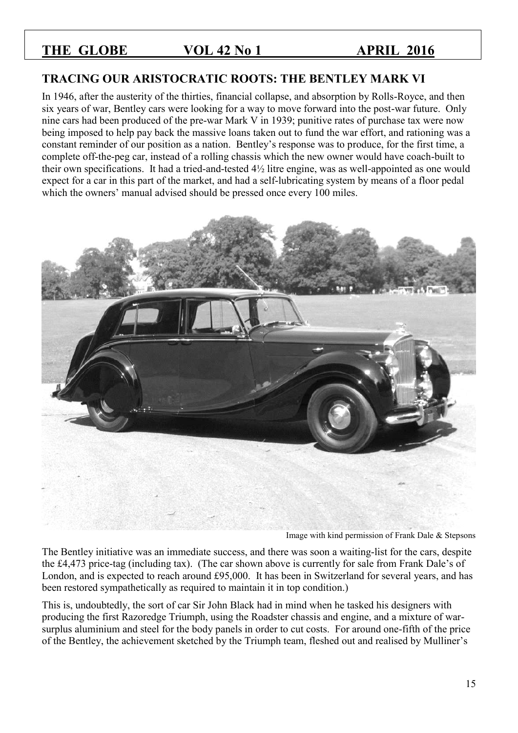## TRACING OUR ARISTOCRATIC ROOTS: THE BENTLEY MARK VI

In 1946, after the austerity of the thirties, financial collapse, and absorption by Rolls-Royce, and then six years of war, Bentley cars were looking for a way to move forward into the post-war future. Only nine cars had been produced of the pre-war Mark V in 1939; punitive rates of purchase tax were now being imposed to help pay back the massive loans taken out to fund the war effort, and rationing was a constant reminder of our position as a nation. Bentley's response was to produce, for the first time, a complete off-the-peg car, instead of a rolling chassis which the new owner would have coach-built to their own specifications. It had a tried-and-tested 4½ litre engine, was as well-appointed as one would expect for a car in this part of the market, and had a self-lubricating system by means of a floor pedal which the owners' manual advised should be pressed once every 100 miles.

Image with kind permission of Frank Dale & Stepsons

The Bentley initiative was an immediate success, and there was soon a waiting-list for the cars, despite the £4,473 price-tag (including tax). (The car shown above is currently for sale from Frank Dale's of London, and is expected to reach around £95,000. It has been in Switzerland for several years, and has been restored sympathetically as required to maintain it in top condition.)

This is, undoubtedly, the sort of car Sir John Black had in mind when he tasked his designers with producing the first Razoredge Triumph, using the Roadster chassis and engine, and a mixture of war-surplus aluminium and steel for the body panels in order to cut costs. For around one-fifth of the price of the Bentley, the achievement sketched by the Triumph team, fleshed out and realised by Mulliner's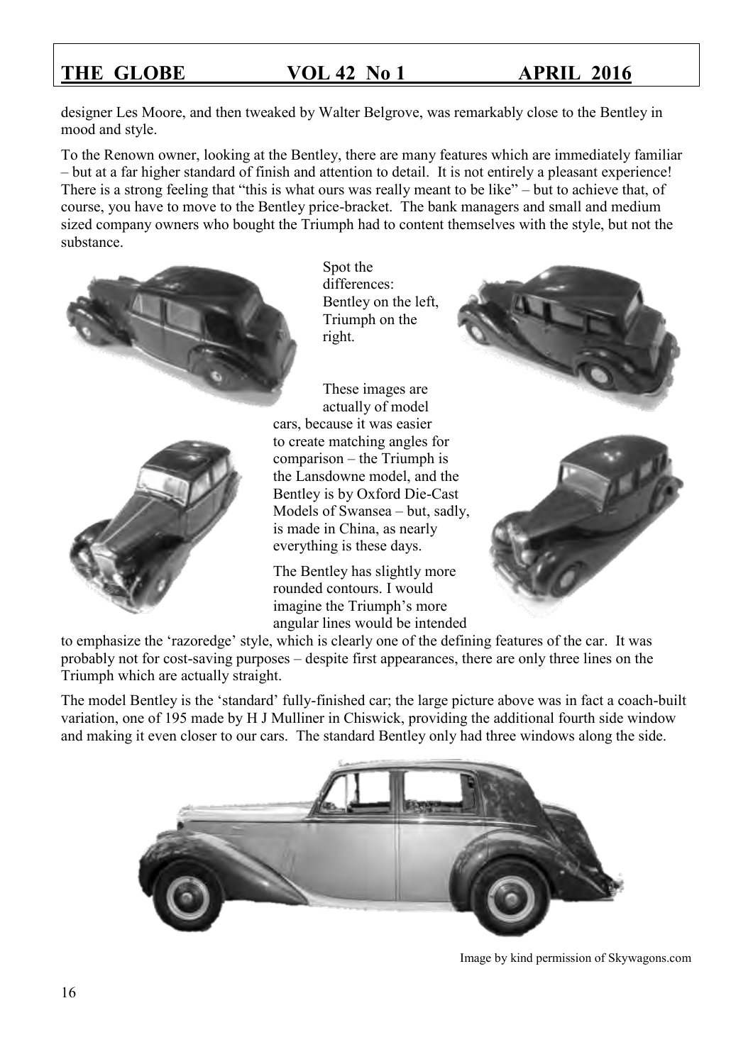designer Les Moore, and then tweaked by Walter Belgrove, was remarkably close to the Bentley in mood and style.

To the Renown owner, looking at the Bentley, there are many features which are immediately familiar – but at a far higher standard of finish and attention to detail. It is not entirely a pleasant experience! There is a strong feeling that "this is what ours was really meant to be like" – but to achieve that, of course, you have to move to the Bentley price-bracket. The bank managers and small and medium sized company owners who bought the Triumph had to content themselves with the style, but not the substance.

Spot the differences: Bentley on the left, Triumph on the right.

These images are actually of model cars, because it was easier to create matching angles for comparison – the Triumph is the Lansdowne model, and the Bentley is by Oxford Die-Cast Models of Swansea – but, sadly, is made in China, as nearly everything is these days.

The Bentley has slightly more rounded contours. I would imagine the Triumph's more angular lines would be intended to emphasize the 'razoredge' style, which is clearly one of the defining features of the car. It was probably not for cost-saving purposes – despite first appearances, there are only three lines on the Triumph which are actually straight.

The model Bentley is the 'standard' fully-finished car; the large picture above was in fact a coach-built variation, one of 195 made by H J Mulliner in Chiswick, providing the additional fourth side window and making it even closer to our cars. The standard Bentley only had three windows along the side.

Image by kind permission of Skywagons.com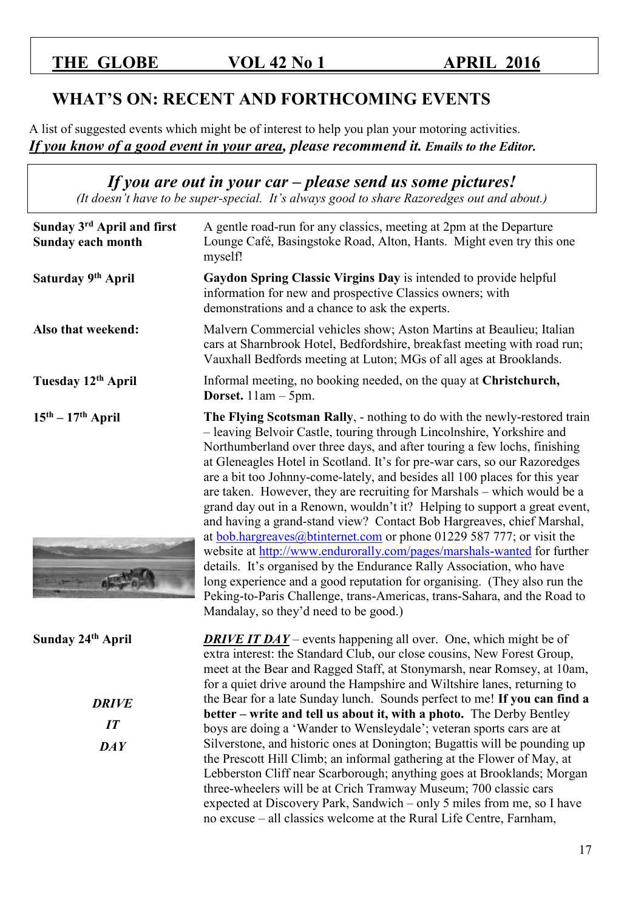# THE GLOBE VOL 42 No 1 APRIL 2016

## WHAT'S ON: RECENT AND FORTHCOMING EVENTS

A list of suggested events which might be of interest to help you plan your motoring activities.
***If you know of a good event in your area*, please recommend it. Emails to the Editor.**

> ***If you are out in your car – please send us some pictures!***
> *(It doesn't have to be super-special. It's always good to share Razoredges out and about.)*

**Sunday 3rd April and first Sunday each month**
A gentle road-run for any classics, meeting at 2pm at the Departure Lounge Café, Basingstoke Road, Alton, Hants. Might even try this one myself!

**Saturday 9th April**
**Gaydon Spring Classic Virgins Day** is intended to provide helpful information for new and prospective Classics owners; with demonstrations and a chance to ask the experts.

**Also that weekend:**
Malvern Commercial vehicles show; Aston Martins at Beaulieu; Italian cars at Sharnbrook Hotel, Bedfordshire, breakfast meeting with road run; Vauxhall Bedfords meeting at Luton; MGs of all ages at Brooklands.

**Tuesday 12th April**
Informal meeting, no booking needed, on the quay at **Christchurch, Dorset.** 11am – 5pm.

**15th – 17th April**
**The Flying Scotsman Rally**, - nothing to do with the newly-restored train – leaving Belvoir Castle, touring through Lincolnshire, Yorkshire and Northumberland over three days, and after touring a few lochs, finishing at Gleneagles Hotel in Scotland. It's for pre-war cars, so our Razoredges are a bit too Johnny-come-lately, and besides all 100 places for this year are taken. However, they are recruiting for Marshals – which would be a grand day out in a Renown, wouldn't it? Helping to support a great event, and having a grand-stand view? Contact Bob Hargreaves, chief Marshal, at bob.hargreaves@btinternet.com or phone 01229 587 777; or visit the website at http://www.endurorally.com/pages/marshals-wanted for further details. It's organised by the Endurance Rally Association, who have long experience and a good reputation for organising. (They also run the Peking-to-Paris Challenge, trans-Americas, trans-Sahara, and the Road to Mandalay, so they'd need to be good.)

**Sunday 24th April**

***DRIVE IT DAY***

***DRIVE IT DAY*** – events happening all over. One, which might be of extra interest: the Standard Club, our close cousins, New Forest Group, meet at the Bear and Ragged Staff, at Stonymarsh, near Romsey, at 10am, for a quiet drive around the Hampshire and Wiltshire lanes, returning to the Bear for a late Sunday lunch. Sounds perfect to me! **If you can find a better – write and tell us about it, with a photo.** The Derby Bentley boys are doing a 'Wander to Wensleydale'; veteran sports cars are at Silverstone, and historic ones at Donington; Bugattis will be pounding up the Prescott Hill Climb; an informal gathering at the Flower of May, at Lebberston Cliff near Scarborough; anything goes at Brooklands; Morgan three-wheelers will be at Crich Tramway Museum; 700 classic cars expected at Discovery Park, Sandwich – only 5 miles from me, so I have no excuse – all classics welcome at the Rural Life Centre, Farnham,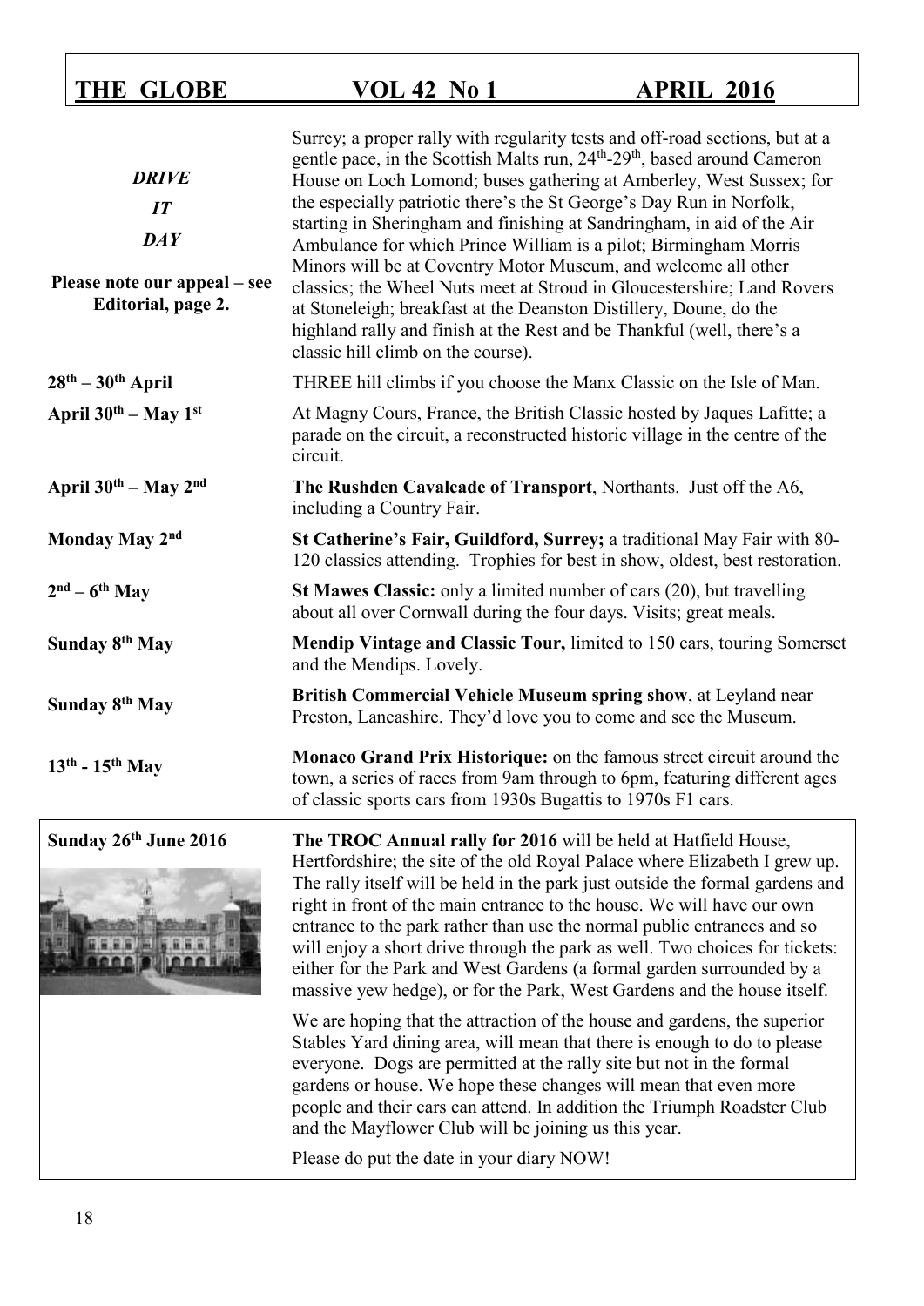| | |
|---|---|
| ***DRIVE IT DAY*** **Please note our appeal – see Editorial, page 2.** | Surrey; a proper rally with regularity tests and off-road sections, but at a gentle pace, in the Scottish Malts run, 24th-29th, based around Cameron House on Loch Lomond; buses gathering at Amberley, West Sussex; for the especially patriotic there's the St George's Day Run in Norfolk, starting in Sheringham and finishing at Sandringham, in aid of the Air Ambulance for which Prince William is a pilot; Birmingham Morris Minors will be at Coventry Motor Museum, and welcome all other classics; the Wheel Nuts meet at Stroud in Gloucestershire; Land Rovers at Stoneleigh; breakfast at the Deanston Distillery, Doune, do the highland rally and finish at the Rest and be Thankful (well, there's a classic hill climb on the course). |
| **28th – 30th April** | THREE hill climbs if you choose the Manx Classic on the Isle of Man. |
| **April 30th – May 1st** | At Magny Cours, France, the British Classic hosted by Jaques Lafitte; a parade on the circuit, a reconstructed historic village in the centre of the circuit. |
| **April 30th – May 2nd** | **The Rushden Cavalcade of Transport**, Northants. Just off the A6, including a Country Fair. |
| **Monday May 2nd** | **St Catherine's Fair, Guildford, Surrey;** a traditional May Fair with 80-120 classics attending. Trophies for best in show, oldest, best restoration. |
| **2nd – 6th May** | **St Mawes Classic:** only a limited number of cars (20), but travelling about all over Cornwall during the four days. Visits; great meals. |
| **Sunday 8th May** | **Mendip Vintage and Classic Tour,** limited to 150 cars, touring Somerset and the Mendips. Lovely. |
| **Sunday 8th May** | **British Commercial Vehicle Museum spring show**, at Leyland near Preston, Lancashire. They'd love you to come and see the Museum. |
| **13th - 15th May** | **Monaco Grand Prix Historique:** on the famous street circuit around the town, a series of races from 9am through to 6pm, featuring different ages of classic sports cars from 1930s Bugattis to 1970s F1 cars. |

**Sunday 26th June 2016**

**The TROC Annual rally for 2016** will be held at Hatfield House, Hertfordshire; the site of the old Royal Palace where Elizabeth I grew up. The rally itself will be held in the park just outside the formal gardens and right in front of the main entrance to the house. We will have our own entrance to the park rather than use the normal public entrances and so will enjoy a short drive through the park as well. Two choices for tickets: either for the Park and West Gardens (a formal garden surrounded by a massive yew hedge), or for the Park, West Gardens and the house itself.

We are hoping that the attraction of the house and gardens, the superior Stables Yard dining area, will mean that there is enough to do to please everyone. Dogs are permitted at the rally site but not in the formal gardens or house. We hope these changes will mean that even more people and their cars can attend. In addition the Triumph Roadster Club and the Mayflower Club will be joining us this year.

Please do put the date in your diary NOW!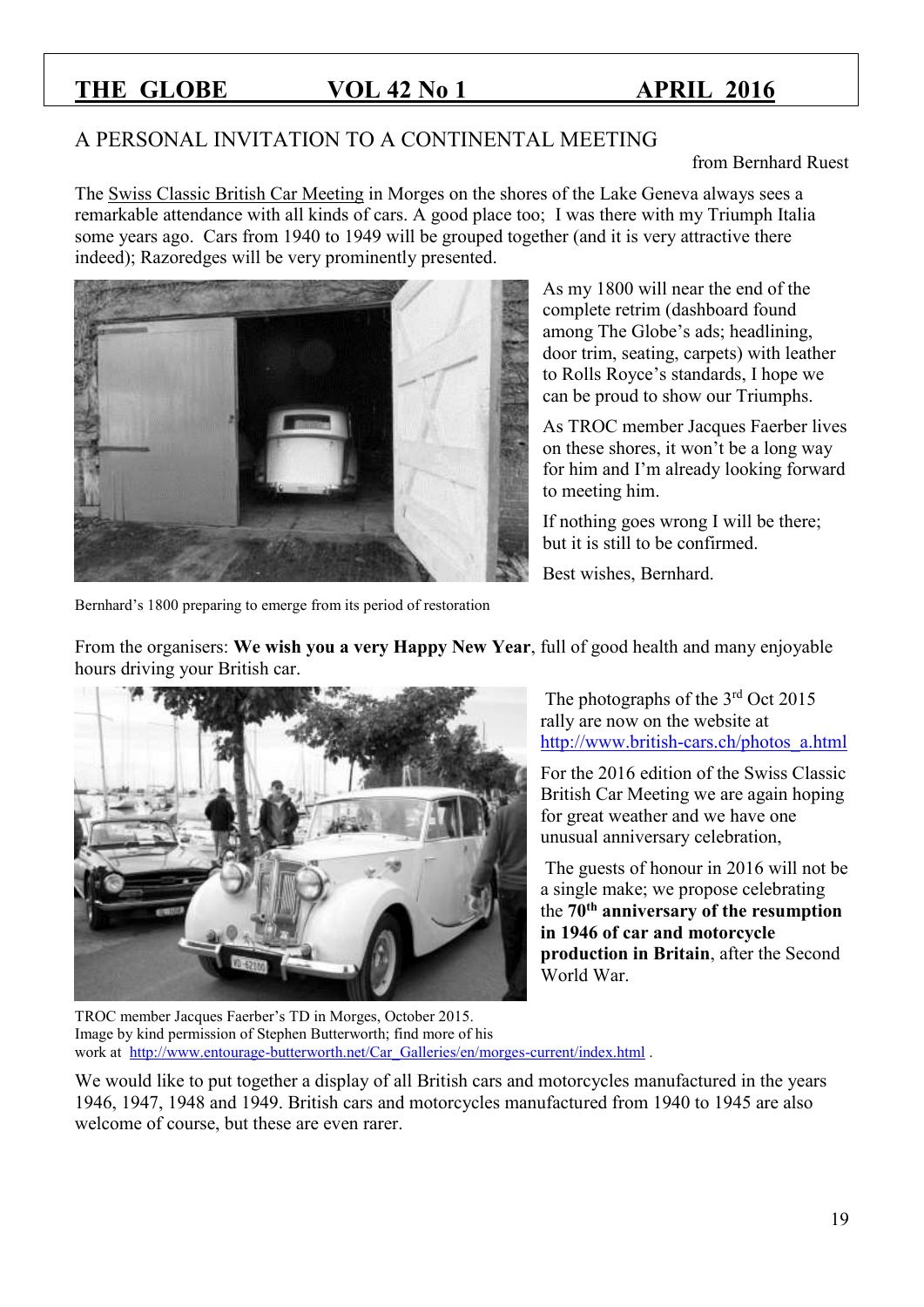## A PERSONAL INVITATION TO A CONTINENTAL MEETING

from Bernhard Ruest

The Swiss Classic British Car Meeting in Morges on the shores of the Lake Geneva always sees a remarkable attendance with all kinds of cars. A good place too; I was there with my Triumph Italia some years ago. Cars from 1940 to 1949 will be grouped together (and it is very attractive there indeed); Razoredges will be very prominently presented.

As my 1800 will near the end of the complete retrim (dashboard found among The Globe's ads; headlining, door trim, seating, carpets) with leather to Rolls Royce's standards, I hope we can be proud to show our Triumphs.

As TROC member Jacques Faerber lives on these shores, it won't be a long way for him and I'm already looking forward to meeting him.

If nothing goes wrong I will be there; but it is still to be confirmed.

Best wishes, Bernhard.

Bernhard's 1800 preparing to emerge from its period of restoration

From the organisers: **We wish you a very Happy New Year**, full of good health and many enjoyable hours driving your British car.

The photographs of the 3rd Oct 2015 rally are now on the website at http://www.british-cars.ch/photos_a.html

For the 2016 edition of the Swiss Classic British Car Meeting we are again hoping for great weather and we have one unusual anniversary celebration,

The guests of honour in 2016 will not be a single make; we propose celebrating the **70th anniversary of the resumption in 1946 of car and motorcycle production in Britain**, after the Second World War.

TROC member Jacques Faerber's TD in Morges, October 2015.
Image by kind permission of Stephen Butterworth; find more of his work at http://www.entourage-butterworth.net/Car_Galleries/en/morges-current/index.html .

We would like to put together a display of all British cars and motorcycles manufactured in the years 1946, 1947, 1948 and 1949. British cars and motorcycles manufactured from 1940 to 1945 are also welcome of course, but these are even rarer.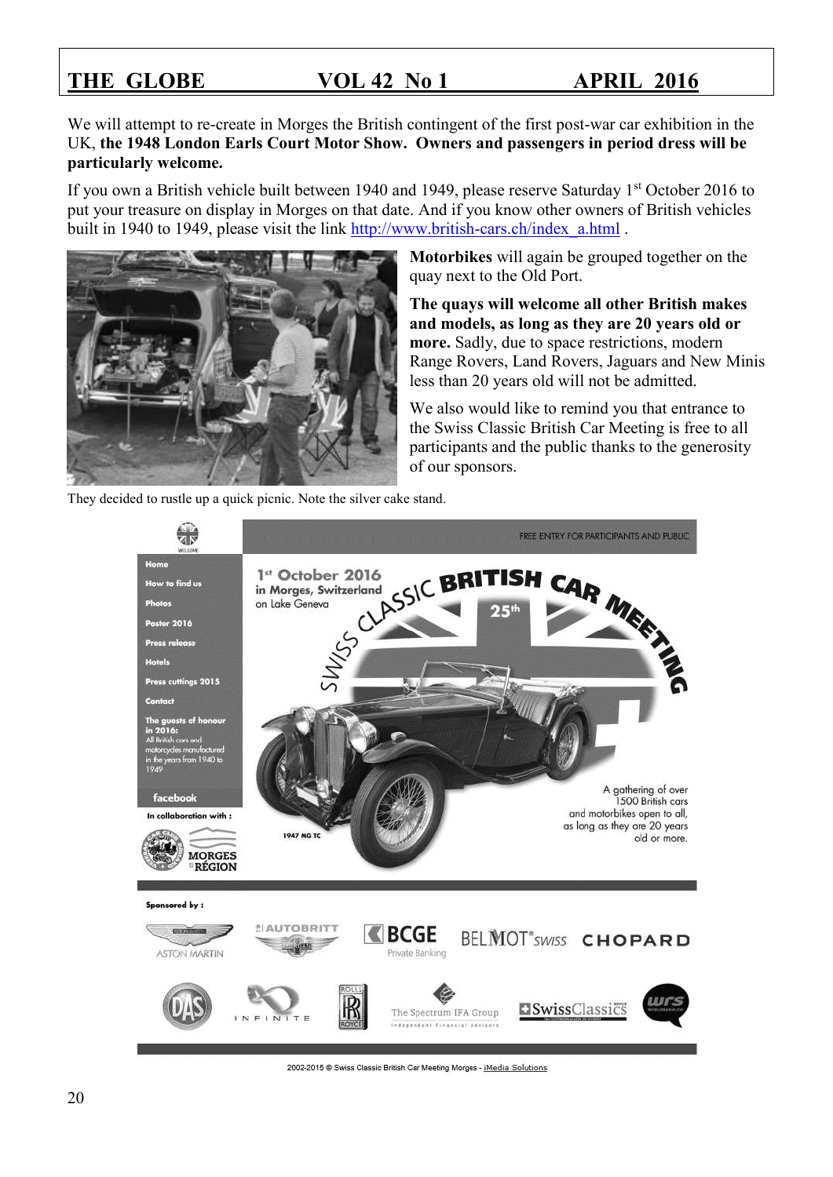We will attempt to re-create in Morges the British contingent of the first post-war car exhibition in the UK, **the 1948 London Earls Court Motor Show. Owners and passengers in period dress will be particularly welcome.**

If you own a British vehicle built between 1940 and 1949, please reserve Saturday 1st October 2016 to put your treasure on display in Morges on that date. And if you know other owners of British vehicles built in 1940 to 1949, please visit the link http://www.british-cars.ch/index_a.html .

**Motorbikes** will again be grouped together on the quay next to the Old Port.

**The quays will welcome all other British makes and models, as long as they are 20 years old or more.** Sadly, due to space restrictions, modern Range Rovers, Land Rovers, Jaguars and New Minis less than 20 years old will not be admitted.

We also would like to remind you that entrance to the Swiss Classic British Car Meeting is free to all participants and the public thanks to the generosity of our sponsors.

They decided to rustle up a quick picnic. Note the silver cake stand.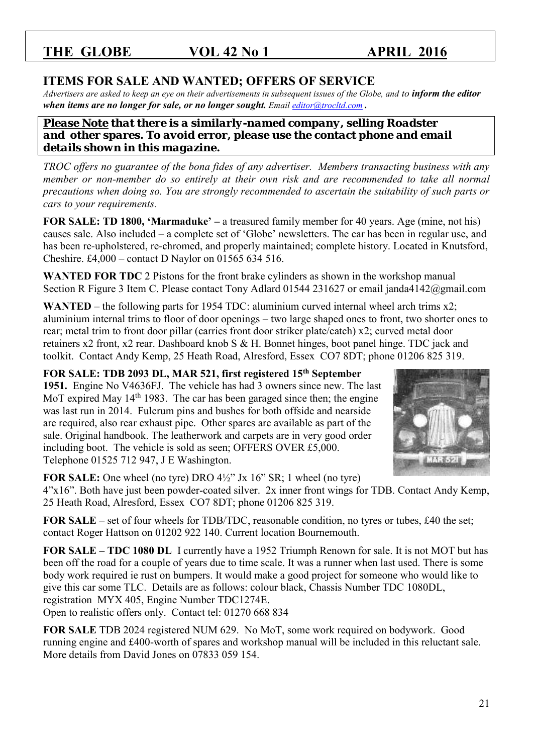## ITEMS FOR SALE AND WANTED; OFFERS OF SERVICE

*Advertisers are asked to keep an eye on their advertisements in subsequent issues of the Globe, and to* ***inform the editor when items are no longer for sale, or no longer sought.*** *Email editor@trocltd.com .*

***Please Note that there is a similarly-named company, selling Roadster and other spares. To avoid error, please use the contact phone and email details shown in this magazine.***

*TROC offers no guarantee of the bona fides of any advertiser. Members transacting business with any member or non-member do so entirely at their own risk and are recommended to take all normal precautions when doing so. You are strongly recommended to ascertain the suitability of such parts or cars to your requirements.*

**FOR SALE: TD 1800, 'Marmaduke' –** a treasured family member for 40 years. Age (mine, not his) causes sale. Also included – a complete set of 'Globe' newsletters. The car has been in regular use, and has been re-upholstered, re-chromed, and properly maintained; complete history. Located in Knutsford, Cheshire. £4,000 – contact D Naylor on 01565 634 516.

**WANTED FOR TDC** 2 Pistons for the front brake cylinders as shown in the workshop manual Section R Figure 3 Item C. Please contact Tony Adlard 01544 231627 or email janda4142@gmail.com

**WANTED** – the following parts for 1954 TDC: aluminium curved internal wheel arch trims x2; aluminium internal trims to floor of door openings – two large shaped ones to front, two shorter ones to rear; metal trim to front door pillar (carries front door striker plate/catch) x2; curved metal door retainers x2 front, x2 rear. Dashboard knob S & H. Bonnet hinges, boot panel hinge. TDC jack and toolkit. Contact Andy Kemp, 25 Heath Road, Alresford, Essex CO7 8DT; phone 01206 825 319.

**FOR SALE: TDB 2093 DL, MAR 521, first registered 15th September 1951.** Engine No V4636FJ. The vehicle has had 3 owners since new. The last MoT expired May 14th 1983. The car has been garaged since then; the engine was last run in 2014. Fulcrum pins and bushes for both offside and nearside are required, also rear exhaust pipe. Other spares are available as part of the sale. Original handbook. The leatherwork and carpets are in very good order including boot. The vehicle is sold as seen; OFFERS OVER £5,000. Telephone 01525 712 947, J E Washington.

**FOR SALE:** One wheel (no tyre) DRO 4½" Jx 16" SR; 1 wheel (no tyre) 4"x16". Both have just been powder-coated silver. 2x inner front wings for TDB. Contact Andy Kemp, 25 Heath Road, Alresford, Essex CO7 8DT; phone 01206 825 319.

**FOR SALE** – set of four wheels for TDB/TDC, reasonable condition, no tyres or tubes, £40 the set; contact Roger Hattson on 01202 922 140. Current location Bournemouth.

**FOR SALE – TDC 1080 DL** I currently have a 1952 Triumph Renown for sale. It is not MOT but has been off the road for a couple of years due to time scale. It was a runner when last used. There is some body work required ie rust on bumpers. It would make a good project for someone who would like to give this car some TLC. Details are as follows: colour black, Chassis Number TDC 1080DL, registration MYX 405, Engine Number TDC1274E.
Open to realistic offers only. Contact tel: 01270 668 834

**FOR SALE** TDB 2024 registered NUM 629. No MoT, some work required on bodywork. Good running engine and £400-worth of spares and workshop manual will be included in this reluctant sale. More details from David Jones on 07833 059 154.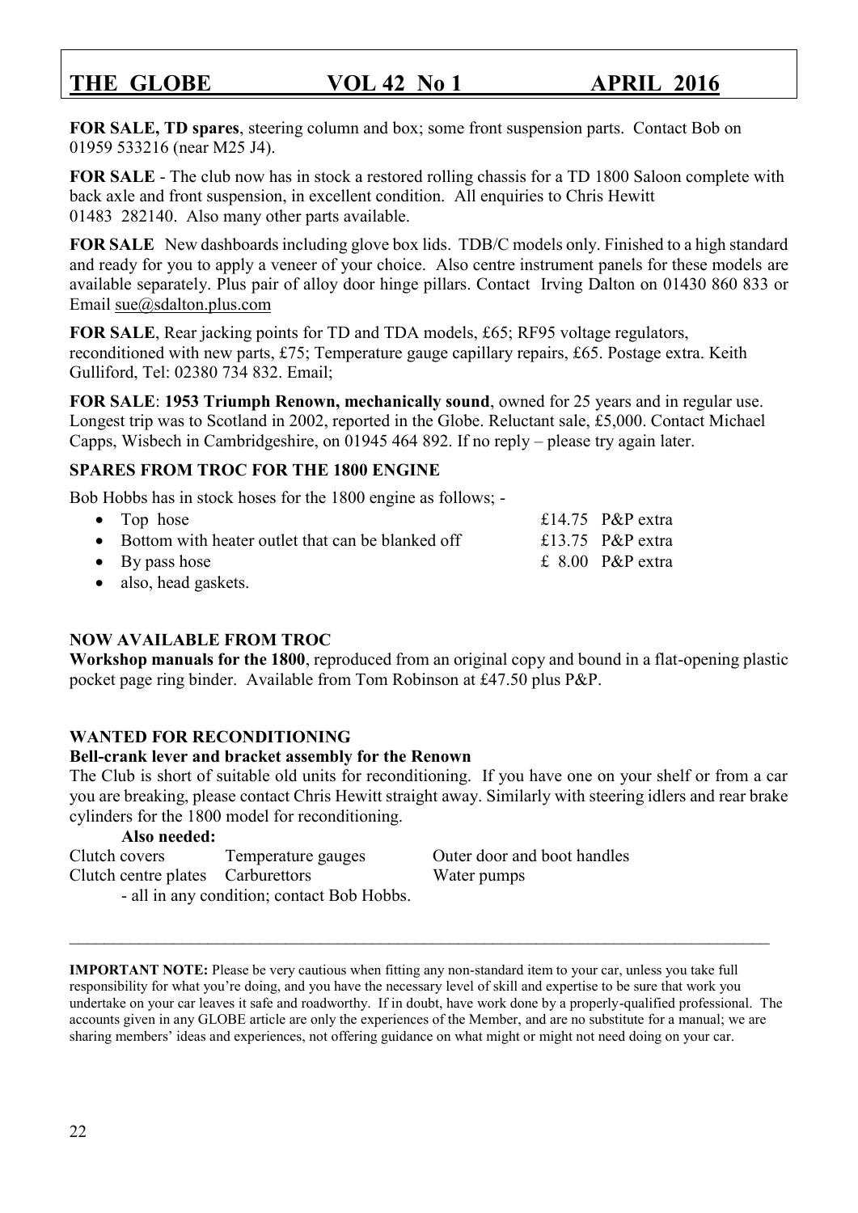**FOR SALE, TD spares**, steering column and box; some front suspension parts. Contact Bob on 01959 533216 (near M25 J4).

**FOR SALE** - The club now has in stock a restored rolling chassis for a TD 1800 Saloon complete with back axle and front suspension, in excellent condition. All enquiries to Chris Hewitt 01483 282140. Also many other parts available.

**FOR SALE** New dashboards including glove box lids. TDB/C models only. Finished to a high standard and ready for you to apply a veneer of your choice. Also centre instrument panels for these models are available separately. Plus pair of alloy door hinge pillars. Contact Irving Dalton on 01430 860 833 or Email sue@sdalton.plus.com

**FOR SALE**, Rear jacking points for TD and TDA models, £65; RF95 voltage regulators, reconditioned with new parts, £75; Temperature gauge capillary repairs, £65. Postage extra. Keith Gulliford, Tel: 02380 734 832. Email;

**FOR SALE**: **1953 Triumph Renown, mechanically sound**, owned for 25 years and in regular use. Longest trip was to Scotland in 2002, reported in the Globe. Reluctant sale, £5,000. Contact Michael Capps, Wisbech in Cambridgeshire, on 01945 464 892. If no reply – please try again later.

**SPARES FROM TROC FOR THE 1800 ENGINE**

Bob Hobbs has in stock hoses for the 1800 engine as follows; -

- Top hose — £14.75 P&P extra
- Bottom with heater outlet that can be blanked off — £13.75 P&P extra
- By pass hose — £ 8.00 P&P extra
- also, head gaskets.

**NOW AVAILABLE FROM TROC**

**Workshop manuals for the 1800**, reproduced from an original copy and bound in a flat-opening plastic pocket page ring binder. Available from Tom Robinson at £47.50 plus P&P.

**WANTED FOR RECONDITIONING**

**Bell-crank lever and bracket assembly for the Renown**

The Club is short of suitable old units for reconditioning. If you have one on your shelf or from a car you are breaking, please contact Chris Hewitt straight away. Similarly with steering idlers and rear brake cylinders for the 1800 model for reconditioning.

**Also needed:**

| | | |
|---|---|---|
| Clutch covers | Temperature gauges | Outer door and boot handles |
| Clutch centre plates | Carburettors | Water pumps |

- all in any condition; contact Bob Hobbs.

---

**IMPORTANT NOTE:** Please be very cautious when fitting any non-standard item to your car, unless you take full responsibility for what you're doing, and you have the necessary level of skill and expertise to be sure that work you undertake on your car leaves it safe and roadworthy. If in doubt, have work done by a properly-qualified professional. The accounts given in any GLOBE article are only the experiences of the Member, and are no substitute for a manual; we are sharing members' ideas and experiences, not offering guidance on what might or might not need doing on your car.